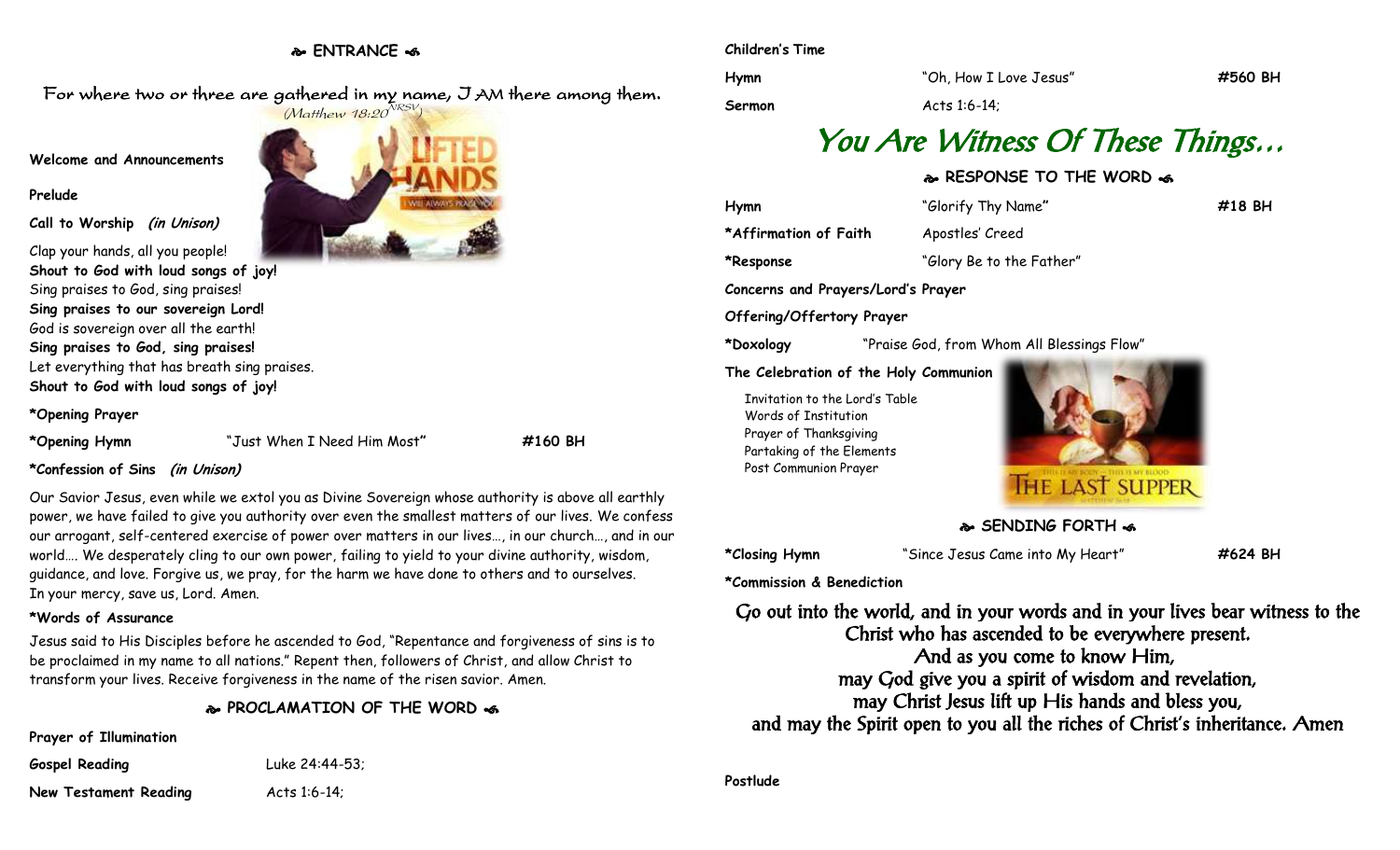## ENTRANCE

For where two or three are gathered in my name, I AM there among them.
*(Matthew 18:20 NRSV)*

**Welcome and Announcements**

**Prelude**

**Call to Worship** ***(in Unison)***

Clap your hands, all you people!
**Shout to God with loud songs of joy!**
Sing praises to God, sing praises!
**Sing praises to our sovereign Lord!**
God is sovereign over all the earth!
**Sing praises to God, sing praises!**
Let everything that has breath sing praises.
**Shout to God with loud songs of joy!**

**\*Opening Prayer**

**\*Opening Hymn** "Just When I Need Him Most" **#160 BH**

**\*Confession of Sins** ***(in Unison)***

Our Savior Jesus, even while we extol you as Divine Sovereign whose authority is above all earthly power, we have failed to give you authority over even the smallest matters of our lives. We confess our arrogant, self-centered exercise of power over matters in our lives…, in our church…, and in our world…. We desperately cling to our own power, failing to yield to your divine authority, wisdom, guidance, and love. Forgive us, we pray, for the harm we have done to others and to ourselves.
In your mercy, save us, Lord. Amen.

**\*Words of Assurance**

Jesus said to His Disciples before he ascended to God, "Repentance and forgiveness of sins is to be proclaimed in my name to all nations." Repent then, followers of Christ, and allow Christ to transform your lives. Receive forgiveness in the name of the risen savior. Amen.

## PROCLAMATION OF THE WORD

**Prayer of Illumination**

**Gospel Reading** Luke 24:44-53;

**New Testament Reading** Acts 1:6-14;

**Children's Time**

**Hymn** "Oh, How I Love Jesus" **#560 BH**

**Sermon** Acts 1:6-14;

# *You Are Witness Of These Things…*

## RESPONSE TO THE WORD

**Hymn** "Glorify Thy Name" **#18 BH**

**\*Affirmation of Faith** Apostles' Creed

**\*Response** "Glory Be to the Father"

**Concerns and Prayers/Lord's Prayer**

**Offering/Offertory Prayer**

**\*Doxology** "Praise God, from Whom All Blessings Flow"

**The Celebration of the Holy Communion**

- Invitation to the Lord's Table
- Words of Institution
- Prayer of Thanksgiving
- Partaking of the Elements
- Post Communion Prayer

## SENDING FORTH

**\*Closing Hymn** "Since Jesus Came into My Heart" **#624 BH**

**\*Commission & Benediction**

Go out into the world, and in your words and in your lives bear witness to the Christ who has ascended to be everywhere present.
And as you come to know Him,
may God give you a spirit of wisdom and revelation,
may Christ Jesus lift up His hands and bless you,
and may the Spirit open to you all the riches of Christ's inheritance. Amen

**Postlude**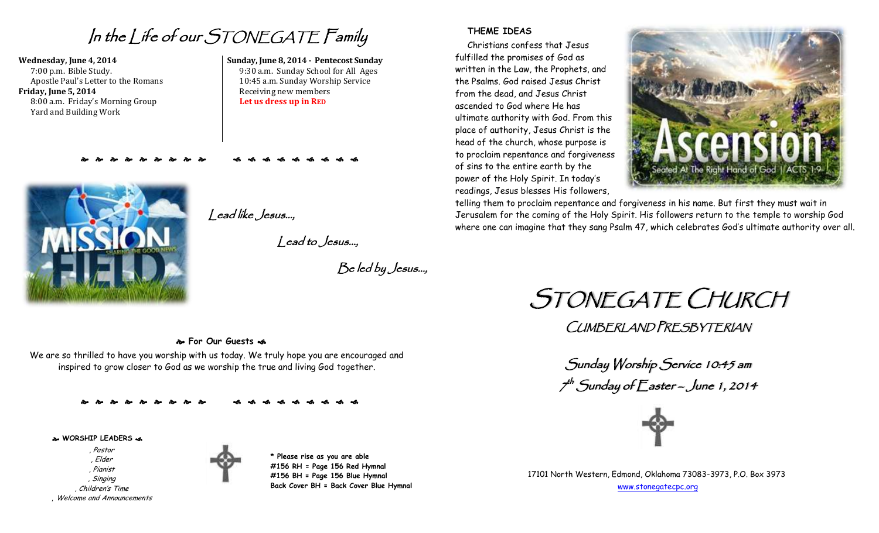# In the Life of our STONEGATE Family

**Wednesday, June 4, 2014**
7:00 p.m. Bible Study.
Apostle Paul's Letter to the Romans

**Friday, June 5, 2014**
8:00 a.m. Friday's Morning Group
Yard and Building Work

**Sunday, June 8, 2014 - Pentecost Sunday**
9:30 a.m. Sunday School for All Ages
10:45 a.m. Sunday Worship Service
Receiving new members
**Let us dress up in RED**

Lead like Jesus...,

Lead to Jesus...,

Be led by Jesus...,

**For Our Guests**

We are so thrilled to have you worship with us today. We truly hope you are encouraged and inspired to grow closer to God as we worship the true and living God together.

**WORSHIP LEADERS**

, *Pastor*
, *Elder*
, *Pianist*
, *Singing*
, *Children's Time*
, *Welcome and Announcements*

**\* Please rise as you are able**
**#156 RH = Page 156 Red Hymnal**
**#156 BH = Page 156 Blue Hymnal**
**Back Cover BH = Back Cover Blue Hymnal**

**THEME IDEAS**

Christians confess that Jesus fulfilled the promises of God as written in the Law, the Prophets, and the Psalms. God raised Jesus Christ from the dead, and Jesus Christ ascended to God where He has ultimate authority with God. From this place of authority, Jesus Christ is the head of the church, whose purpose is to proclaim repentance and forgiveness of sins to the entire earth by the power of the Holy Spirit. In today's readings, Jesus blesses His followers, telling them to proclaim repentance and forgiveness in his name. But first they must wait in Jerusalem for the coming of the Holy Spirit. His followers return to the temple to worship God where one can imagine that they sang Psalm 47, which celebrates God's ultimate authority over all.

# STONEGATE CHURCH

## CUMBERLAND PRESBYTERIAN

Sunday Worship Service 10:45 am

7th Sunday of Easter – June 1, 2014

17101 North Western, Edmond, Oklahoma 73083-3973, P.O. Box 3973
www.stonegatecpc.org